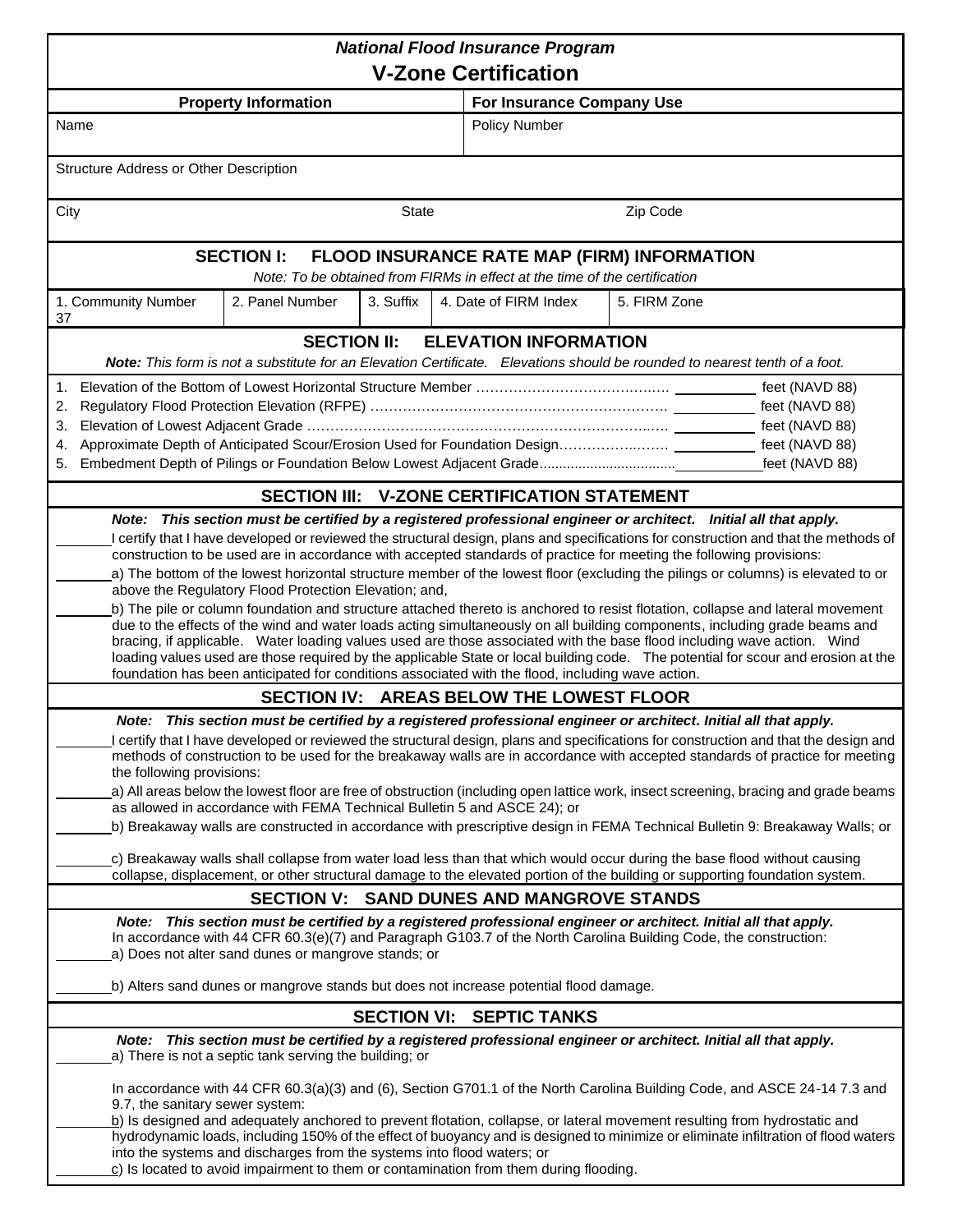*National Flood Insurance Program*

# V-Zone Certification

| Property Information | | For Insurance Company Use |
|---|---|---|
| Name | | Policy Number |
| Structure Address or Other Description | | |
| City | State | Zip Code |

## SECTION I: FLOOD INSURANCE RATE MAP (FIRM) INFORMATION

*Note: To be obtained from FIRMs in effect at the time of the certification*

| 1. Community Number | 2. Panel Number | 3. Suffix | 4. Date of FIRM Index | 5. FIRM Zone |
|---|---|---|---|---|
| 37 | | | | |

## SECTION II: ELEVATION INFORMATION

***Note:** This form is not a substitute for an Elevation Certificate. Elevations should be rounded to nearest tenth of a foot.*

1. Elevation of the Bottom of Lowest Horizontal Structure Member …………………………………… ________ feet (NAVD 88)
2. Regulatory Flood Protection Elevation (RFPE) ……………………………………………………… ________ feet (NAVD 88)
3. Elevation of Lowest Adjacent Grade …………………………………………………………………… ________ feet (NAVD 88)
4. Approximate Depth of Anticipated Scour/Erosion Used for Foundation Design…………………… ________ feet (NAVD 88)
5. Embedment Depth of Pilings or Foundation Below Lowest Adjacent Grade.................................. ________ feet (NAVD 88)

## SECTION III: V-ZONE CERTIFICATION STATEMENT

***Note: This section must be certified by a registered professional engineer or architect. Initial all that apply.***

_______ I certify that I have developed or reviewed the structural design, plans and specifications for construction and that the methods of construction to be used are in accordance with accepted standards of practice for meeting the following provisions:

_______ a) The bottom of the lowest horizontal structure member of the lowest floor (excluding the pilings or columns) is elevated to or above the Regulatory Flood Protection Elevation; and,

_______ b) The pile or column foundation and structure attached thereto is anchored to resist flotation, collapse and lateral movement due to the effects of the wind and water loads acting simultaneously on all building components, including grade beams and bracing, if applicable. Water loading values used are those associated with the base flood including wave action. Wind loading values used are those required by the applicable State or local building code. The potential for scour and erosion at the foundation has been anticipated for conditions associated with the flood, including wave action.

## SECTION IV: AREAS BELOW THE LOWEST FLOOR

***Note: This section must be certified by a registered professional engineer or architect. Initial all that apply.***

_______ I certify that I have developed or reviewed the structural design, plans and specifications for construction and that the design and methods of construction to be used for the breakaway walls are in accordance with accepted standards of practice for meeting the following provisions:

_______ a) All areas below the lowest floor are free of obstruction (including open lattice work, insect screening, bracing and grade beams as allowed in accordance with FEMA Technical Bulletin 5 and ASCE 24); or

_______ b) Breakaway walls are constructed in accordance with prescriptive design in FEMA Technical Bulletin 9: Breakaway Walls; or

_______ c) Breakaway walls shall collapse from water load less than that which would occur during the base flood without causing collapse, displacement, or other structural damage to the elevated portion of the building or supporting foundation system.

## SECTION V: SAND DUNES AND MANGROVE STANDS

***Note: This section must be certified by a registered professional engineer or architect. Initial all that apply.***

In accordance with 44 CFR 60.3(e)(7) and Paragraph G103.7 of the North Carolina Building Code, the construction:

_______ a) Does not alter sand dunes or mangrove stands; or

_______ b) Alters sand dunes or mangrove stands but does not increase potential flood damage.

## SECTION VI: SEPTIC TANKS

***Note: This section must be certified by a registered professional engineer or architect. Initial all that apply.***

_______ a) There is not a septic tank serving the building; or

In accordance with 44 CFR 60.3(a)(3) and (6), Section G701.1 of the North Carolina Building Code, and ASCE 24-14 7.3 and 9.7, the sanitary sewer system:

_______ b) Is designed and adequately anchored to prevent flotation, collapse, or lateral movement resulting from hydrostatic and hydrodynamic loads, including 150% of the effect of buoyancy and is designed to minimize or eliminate infiltration of flood waters into the systems and discharges from the systems into flood waters; or

_______ c) Is located to avoid impairment to them or contamination from them during flooding.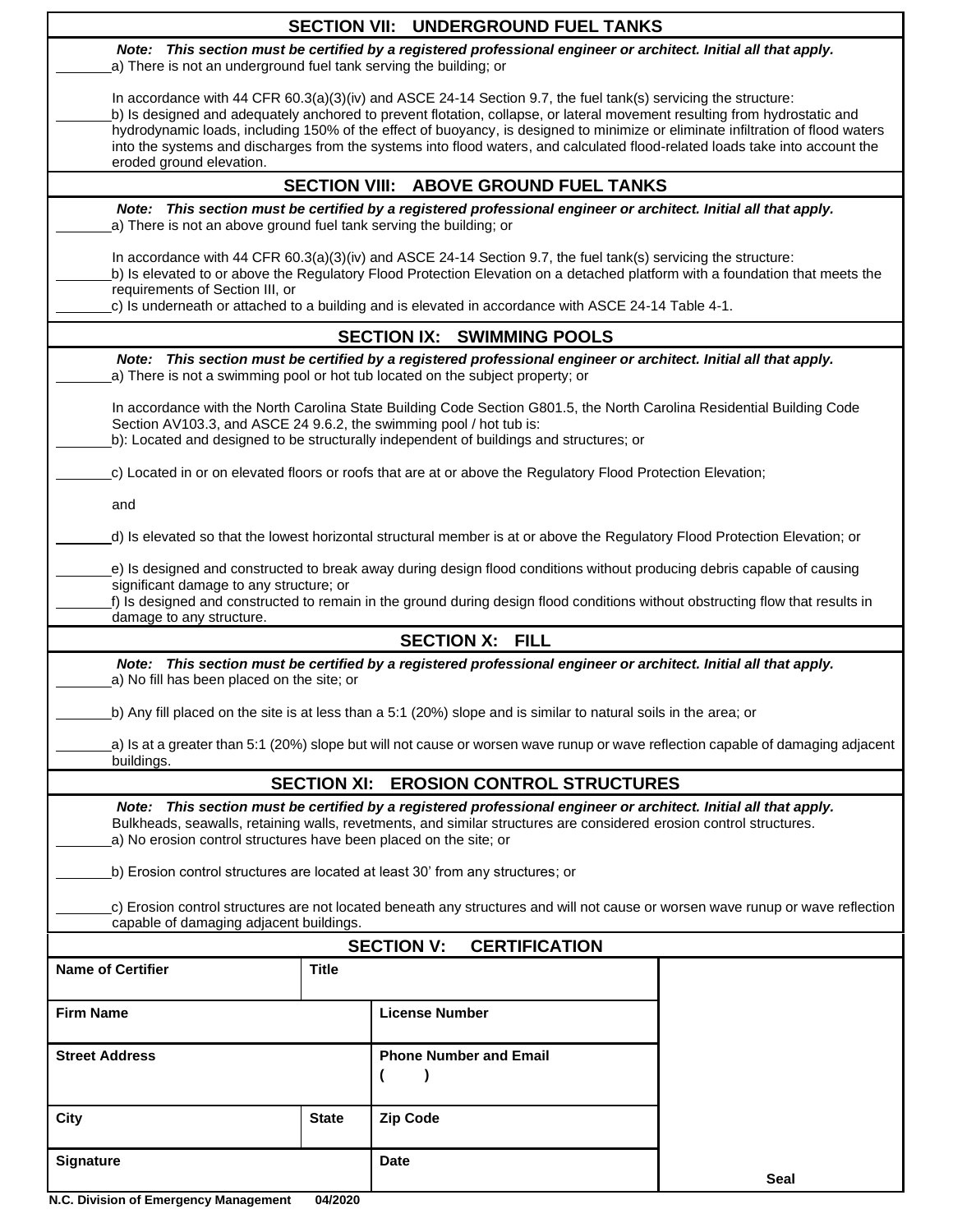## SECTION VII: UNDERGROUND FUEL TANKS

***Note: This section must be certified by a registered professional engineer or architect. Initial all that apply.***

_______ a) There is not an underground fuel tank serving the building; or

In accordance with 44 CFR 60.3(a)(3)(iv) and ASCE 24-14 Section 9.7, the fuel tank(s) servicing the structure:

_______ b) Is designed and adequately anchored to prevent flotation, collapse, or lateral movement resulting from hydrostatic and hydrodynamic loads, including 150% of the effect of buoyancy, is designed to minimize or eliminate infiltration of flood waters into the systems and discharges from the systems into flood waters, and calculated flood-related loads take into account the eroded ground elevation.

## SECTION VIII: ABOVE GROUND FUEL TANKS

***Note: This section must be certified by a registered professional engineer or architect. Initial all that apply.***

_______ a) There is not an above ground fuel tank serving the building; or

In accordance with 44 CFR 60.3(a)(3)(iv) and ASCE 24-14 Section 9.7, the fuel tank(s) servicing the structure:

_______ b) Is elevated to or above the Regulatory Flood Protection Elevation on a detached platform with a foundation that meets the requirements of Section III, or

_______ c) Is underneath or attached to a building and is elevated in accordance with ASCE 24-14 Table 4-1.

## SECTION IX: SWIMMING POOLS

***Note: This section must be certified by a registered professional engineer or architect. Initial all that apply.***

_______ a) There is not a swimming pool or hot tub located on the subject property; or

In accordance with the North Carolina State Building Code Section G801.5, the North Carolina Residential Building Code Section AV103.3, and ASCE 24 9.6.2, the swimming pool / hot tub is:

_______ b): Located and designed to be structurally independent of buildings and structures; or

_______ c) Located in or on elevated floors or roofs that are at or above the Regulatory Flood Protection Elevation;

and

_______ d) Is elevated so that the lowest horizontal structural member is at or above the Regulatory Flood Protection Elevation; or

_______ e) Is designed and constructed to break away during design flood conditions without producing debris capable of causing significant damage to any structure; or

_______ f) Is designed and constructed to remain in the ground during design flood conditions without obstructing flow that results in damage to any structure.

## SECTION X: FILL

***Note: This section must be certified by a registered professional engineer or architect. Initial all that apply.***

_______ a) No fill has been placed on the site; or

_______ b) Any fill placed on the site is at less than a 5:1 (20%) slope and is similar to natural soils in the area; or

_______ a) Is at a greater than 5:1 (20%) slope but will not cause or worsen wave runup or wave reflection capable of damaging adjacent buildings.

## SECTION XI: EROSION CONTROL STRUCTURES

***Note: This section must be certified by a registered professional engineer or architect. Initial all that apply.***

Bulkheads, seawalls, retaining walls, revetments, and similar structures are considered erosion control structures.

_______ a) No erosion control structures have been placed on the site; or

_______ b) Erosion control structures are located at least 30' from any structures; or

_______ c) Erosion control structures are not located beneath any structures and will not cause or worsen wave runup or wave reflection capable of damaging adjacent buildings.

## SECTION V: CERTIFICATION

| | | | |
|---|---|---|---|
| **Name of Certifier** | **Title** | | |
| **Firm Name** | | **License Number** | |
| **Street Address** | | **Phone Number and Email** ( ) | |
| **City** | **State** | **Zip Code** | |
| **Signature** | | **Date** | **Seal** |

N.C. Division of Emergency Management 04/2020